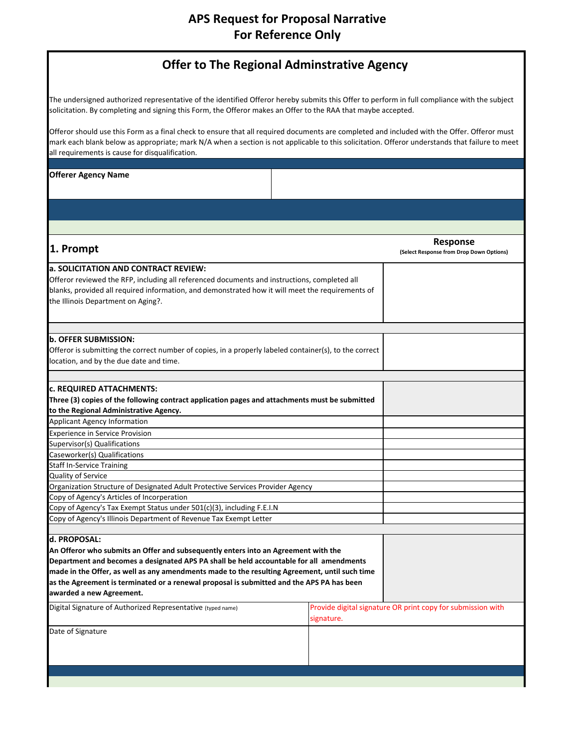# APS Request for Proposal Narrative
# For Reference Only

## Offer to The Regional Adminstrative Agency

The undersigned authorized representative of the identified Offeror hereby submits this Offer to perform in full compliance with the subject solicitation. By completing and signing this Form, the Offeror makes an Offer to the RAA that maybe accepted.

Offeror should use this Form as a final check to ensure that all required documents are completed and included with the Offer. Offeror must mark each blank below as appropriate; mark N/A when a section is not applicable to this solicitation. Offeror understands that failure to meet all requirements is cause for disqualification.

| **Offerer Agency Name** | |
|---|---|

| **1. Prompt** | **Response** (Select Response from Drop Down Options) |
|---|---|
| **a. SOLICITATION AND CONTRACT REVIEW:** Offeror reviewed the RFP, including all referenced documents and instructions, completed all blanks, provided all required information, and demonstrated how it will meet the requirements of the Illinois Department on Aging?. | |
| **b. OFFER SUBMISSION:** Offeror is submitting the correct number of copies, in a properly labeled container(s), to the correct location, and by the due date and time. | |
| **c. REQUIRED ATTACHMENTS:** **Three (3) copies of the following contract application pages and attachments must be submitted to the Regional Administrative Agency.** | |
| Applicant Agency Information | |
| Experience in Service Provision | |
| Supervisor(s) Qualifications | |
| Caseworker(s) Qualifications | |
| Staff In-Service Training | |
| Quality of Service | |
| Organization Structure of Designated Adult Protective Services Provider Agency | |
| Copy of Agency's Articles of Incorperation | |
| Copy of Agency's Tax Exempt Status under 501(c)(3), including F.E.I.N | |
| Copy of Agency's Illinois Department of Revenue Tax Exempt Letter | |
| **d. PROPOSAL:** **An Offeror who submits an Offer and subsequently enters into an Agreement with the Department and becomes a designated APS PA shall be held accountable for all amendments made in the Offer, as well as any amendments made to the resulting Agreement, until such time as the Agreement is terminated or a renewal proposal is submitted and the APS PA has been awarded a new Agreement.** | |

| Digital Signature of Authorized Representative (typed name) | Provide digital signature OR print copy for submission with signature. |
|---|---|
| Date of Signature | |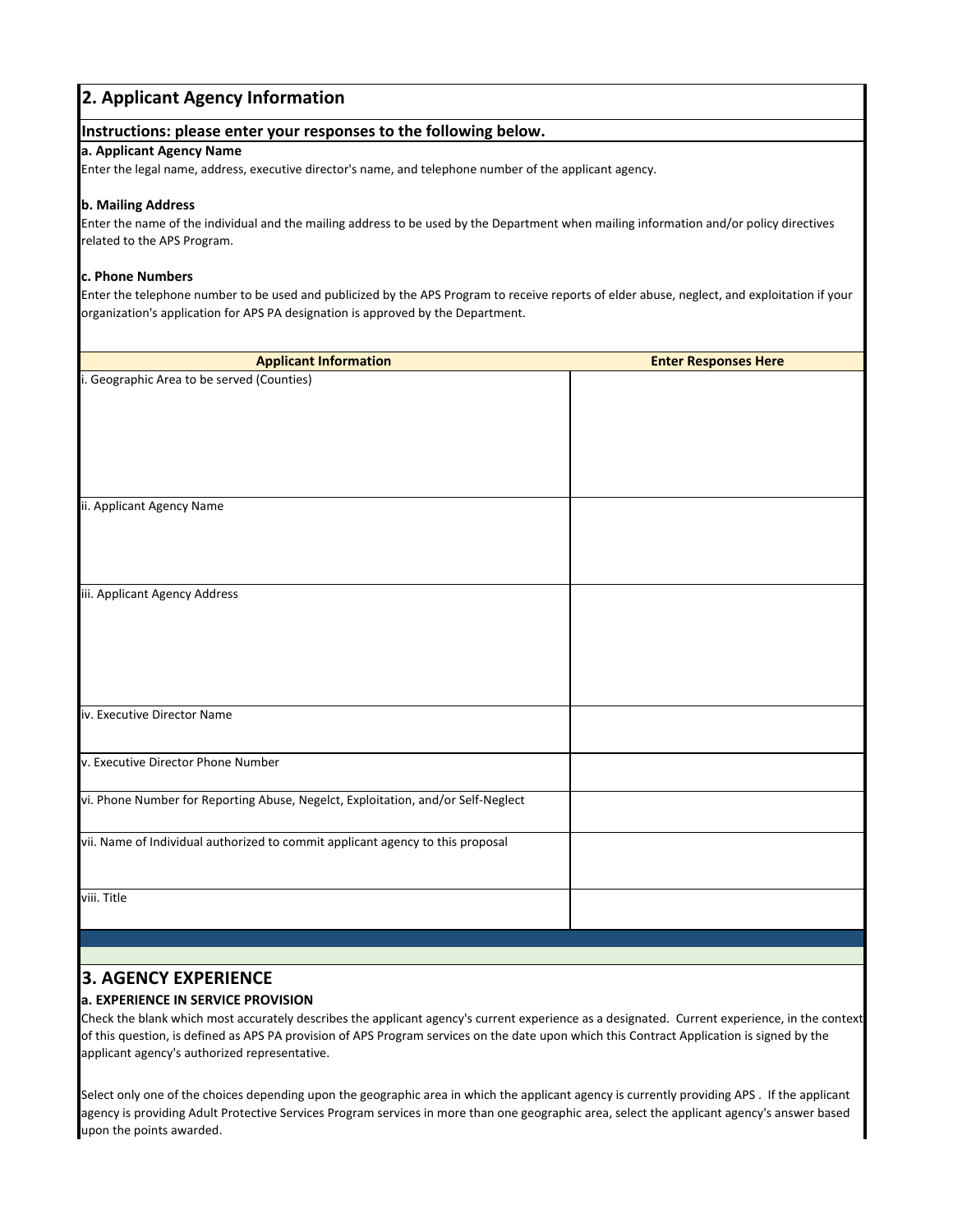## 2. Applicant Agency Information

**Instructions: please enter your responses to the following below.**

**a. Applicant Agency Name**

Enter the legal name, address, executive director's name, and telephone number of the applicant agency.

**b. Mailing Address**

Enter the name of the individual and the mailing address to be used by the Department when mailing information and/or policy directives related to the APS Program.

**c. Phone Numbers**

Enter the telephone number to be used and publicized by the APS Program to receive reports of elder abuse, neglect, and exploitation if your organization's application for APS PA designation is approved by the Department.

| Applicant Information | Enter Responses Here |
|---|---|
| i. Geographic Area to be served (Counties) | |
| ii. Applicant Agency Name | |
| iii. Applicant Agency Address | |
| iv. Executive Director Name | |
| v. Executive Director Phone Number | |
| vi. Phone Number for Reporting Abuse, Negelct, Exploitation, and/or Self-Neglect | |
| vii. Name of Individual authorized to commit applicant agency to this proposal | |
| viii. Title | |

## 3. AGENCY EXPERIENCE

**a. EXPERIENCE IN SERVICE PROVISION**

Check the blank which most accurately describes the applicant agency's current experience as a designated. Current experience, in the context of this question, is defined as APS PA provision of APS Program services on the date upon which this Contract Application is signed by the applicant agency's authorized representative.

Select only one of the choices depending upon the geographic area in which the applicant agency is currently providing APS . If the applicant agency is providing Adult Protective Services Program services in more than one geographic area, select the applicant agency's answer based upon the points awarded.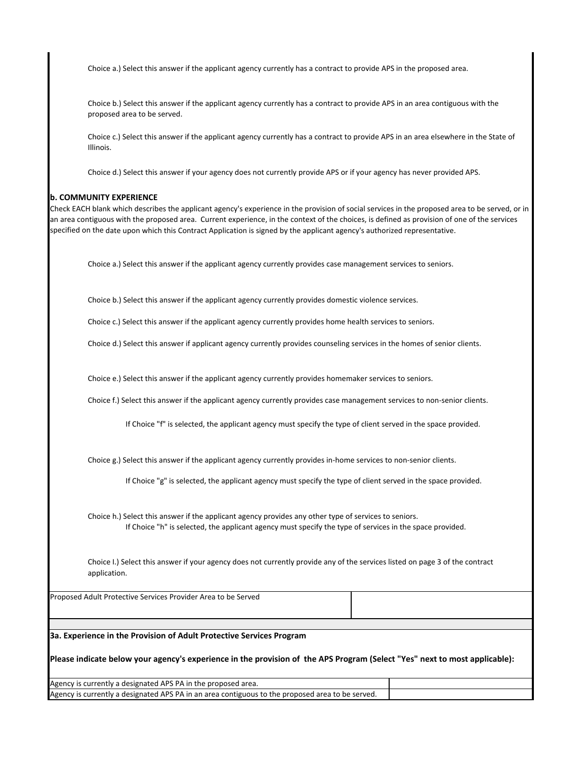Choice a.) Select this answer if the applicant agency currently has a contract to provide APS in the proposed area.

Choice b.) Select this answer if the applicant agency currently has a contract to provide APS in an area contiguous with the proposed area to be served.

Choice c.) Select this answer if the applicant agency currently has a contract to provide APS in an area elsewhere in the State of Illinois.

Choice d.) Select this answer if your agency does not currently provide APS or if your agency has never provided APS.

**b. COMMUNITY EXPERIENCE**

Check EACH blank which describes the applicant agency's experience in the provision of social services in the proposed area to be served, or in an area contiguous with the proposed area. Current experience, in the context of the choices, is defined as provision of one of the services specified on the date upon which this Contract Application is signed by the applicant agency's authorized representative.

Choice a.) Select this answer if the applicant agency currently provides case management services to seniors.

Choice b.) Select this answer if the applicant agency currently provides domestic violence services.

Choice c.) Select this answer if the applicant agency currently provides home health services to seniors.

Choice d.) Select this answer if applicant agency currently provides counseling services in the homes of senior clients.

Choice e.) Select this answer if the applicant agency currently provides homemaker services to seniors.

Choice f.) Select this answer if the applicant agency currently provides case management services to non-senior clients.

If Choice "f" is selected, the applicant agency must specify the type of client served in the space provided.

Choice g.) Select this answer if the applicant agency currently provides in-home services to non-senior clients.

If Choice "g" is selected, the applicant agency must specify the type of client served in the space provided.

Choice h.) Select this answer if the applicant agency provides any other type of services to seniors.
If Choice "h" is selected, the applicant agency must specify the type of services in the space provided.

Choice I.) Select this answer if your agency does not currently provide any of the services listed on page 3 of the contract application.

| Proposed Adult Protective Services Provider Area to be Served | |
|---|---|

**3a. Experience in the Provision of Adult Protective Services Program**

**Please indicate below your agency's experience in the provision of the APS Program (Select "Yes" next to most applicable):**

| Agency is currently a designated APS PA in the proposed area. | |
|---|---|
| Agency is currently a designated APS PA in an area contiguous to the proposed area to be served. | |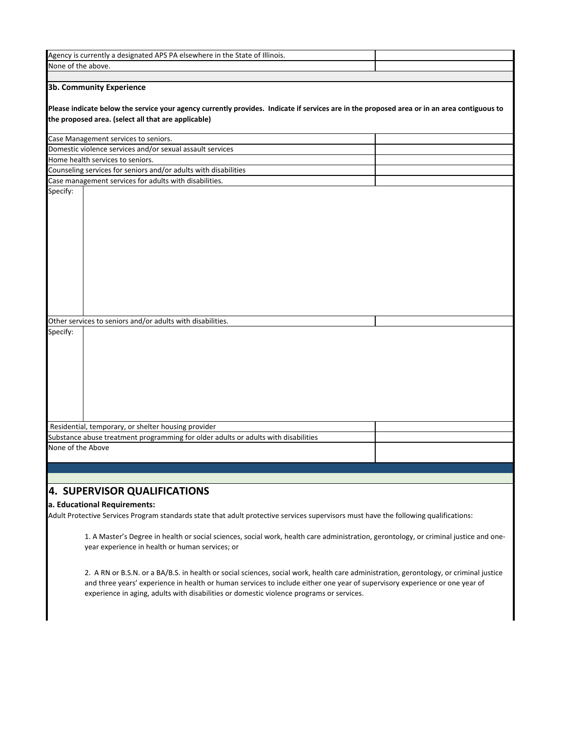| | |
|---|---|
| Agency is currently a designated APS PA elsewhere in the State of Illinois. | |
| None of the above. | |

**3b. Community Experience**

**Please indicate below the service your agency currently provides. Indicate if services are in the proposed area or in an area contiguous to the proposed area. (select all that are applicable)**

| | |
|---|---|
| Case Management services to seniors. | |
| Domestic violence services and/or sexual assault services | |
| Home health services to seniors. | |
| Counseling services for seniors and/or adults with disabilities | |
| Case management services for adults with disabilities. | |
| Specify: | |
| Other services to seniors and/or adults with disabilities. | |
| Specify: | |
| Residential, temporary, or shelter housing provider | |
| Substance abuse treatment programming for older adults or adults with disabilities | |
| None of the Above | |

## 4. SUPERVISOR QUALIFICATIONS

**a. Educational Requirements:**

Adult Protective Services Program standards state that adult protective services supervisors must have the following qualifications:

1. A Master's Degree in health or social sciences, social work, health care administration, gerontology, or criminal justice and one-year experience in health or human services; or

2. A RN or B.S.N. or a BA/B.S. in health or social sciences, social work, health care administration, gerontology, or criminal justice and three years' experience in health or human services to include either one year of supervisory experience or one year of experience in aging, adults with disabilities or domestic violence programs or services.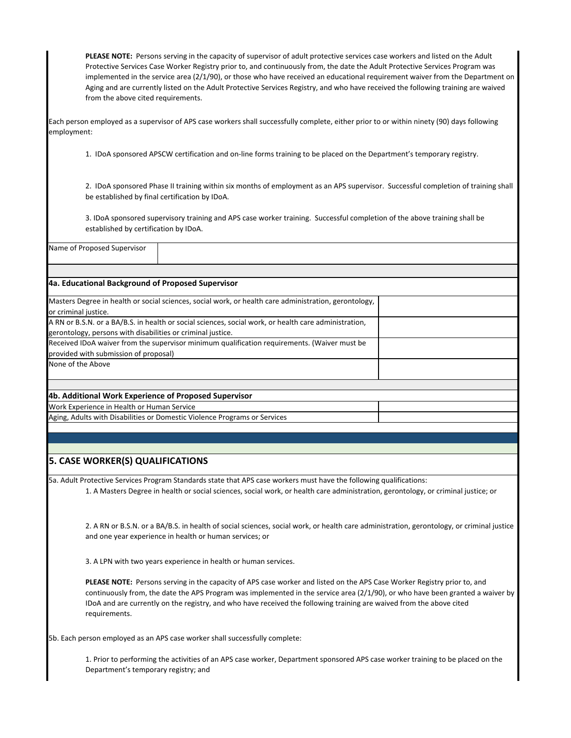**PLEASE NOTE:** Persons serving in the capacity of supervisor of adult protective services case workers and listed on the Adult Protective Services Case Worker Registry prior to, and continuously from, the date the Adult Protective Services Program was implemented in the service area (2/1/90), or those who have received an educational requirement waiver from the Department on Aging and are currently listed on the Adult Protective Services Registry, and who have received the following training are waived from the above cited requirements.

Each person employed as a supervisor of APS case workers shall successfully complete, either prior to or within ninety (90) days following employment:

1. IDoA sponsored APSCW certification and on-line forms training to be placed on the Department's temporary registry.

2. IDoA sponsored Phase II training within six months of employment as an APS supervisor. Successful completion of training shall be established by final certification by IDoA.

3. IDoA sponsored supervisory training and APS case worker training. Successful completion of the above training shall be established by certification by IDoA.

| Name of Proposed Supervisor | |
|---|---|

### 4a. Educational Background of Proposed Supervisor

| | |
|---|---|
| Masters Degree in health or social sciences, social work, or health care administration, gerontology, or criminal justice. | |
| A RN or B.S.N. or a BA/B.S. in health or social sciences, social work, or health care administration, gerontology, persons with disabilities or criminal justice. | |
| Received IDoA waiver from the supervisor minimum qualification requirements. (Waiver must be provided with submission of proposal) | |
| None of the Above | |

### 4b. Additional Work Experience of Proposed Supervisor

| | |
|---|---|
| Work Experience in Health or Human Service | |
| Aging, Adults with Disabilities or Domestic Violence Programs or Services | |

## 5. CASE WORKER(S) QUALIFICATIONS

5a. Adult Protective Services Program Standards state that APS case workers must have the following qualifications:

1. A Masters Degree in health or social sciences, social work, or health care administration, gerontology, or criminal justice; or

2. A RN or B.S.N. or a BA/B.S. in health of social sciences, social work, or health care administration, gerontology, or criminal justice and one year experience in health or human services; or

3. A LPN with two years experience in health or human services.

**PLEASE NOTE:** Persons serving in the capacity of APS case worker and listed on the APS Case Worker Registry prior to, and continuously from, the date the APS Program was implemented in the service area (2/1/90), or who have been granted a waiver by IDoA and are currently on the registry, and who have received the following training are waived from the above cited requirements.

5b. Each person employed as an APS case worker shall successfully complete:

1. Prior to performing the activities of an APS case worker, Department sponsored APS case worker training to be placed on the Department's temporary registry; and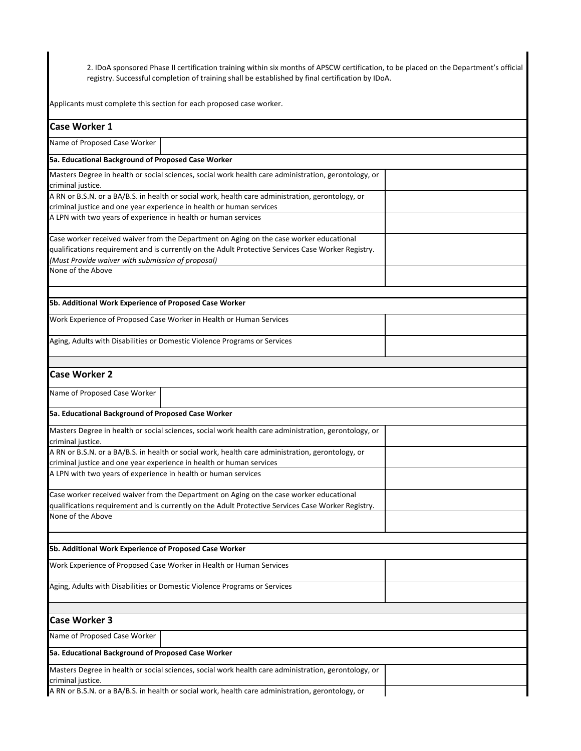2. IDoA sponsored Phase II certification training within six months of APSCW certification, to be placed on the Department's official registry. Successful completion of training shall be established by final certification by IDoA.

Applicants must complete this section for each proposed case worker.

## Case Worker 1

| Name of Proposed Case Worker | |
|---|---|

**5a. Educational Background of Proposed Case Worker**

| | |
|---|---|
| Masters Degree in health or social sciences, social work health care administration, gerontology, or criminal justice. | |
| A RN or B.S.N. or a BA/B.S. in health or social work, health care administration, gerontology, or criminal justice and one year experience in health or human services | |
| A LPN with two years of experience in health or human services | |
| Case worker received waiver from the Department on Aging on the case worker educational qualifications requirement and is currently on the Adult Protective Services Case Worker Registry. *(Must Provide waiver with submission of proposal)* | |
| None of the Above | |

**5b. Additional Work Experience of Proposed Case Worker**

| | |
|---|---|
| Work Experience of Proposed Case Worker in Health or Human Services | |
| Aging, Adults with Disabilities or Domestic Violence Programs or Services | |

## Case Worker 2

| Name of Proposed Case Worker | |
|---|---|

**5a. Educational Background of Proposed Case Worker**

| | |
|---|---|
| Masters Degree in health or social sciences, social work health care administration, gerontology, or criminal justice. | |
| A RN or B.S.N. or a BA/B.S. in health or social work, health care administration, gerontology, or criminal justice and one year experience in health or human services | |
| A LPN with two years of experience in health or human services | |
| Case worker received waiver from the Department on Aging on the case worker educational qualifications requirement and is currently on the Adult Protective Services Case Worker Registry. | |
| None of the Above | |

**5b. Additional Work Experience of Proposed Case Worker**

| | |
|---|---|
| Work Experience of Proposed Case Worker in Health or Human Services | |
| Aging, Adults with Disabilities or Domestic Violence Programs or Services | |

## Case Worker 3

| Name of Proposed Case Worker | |
|---|---|

**5a. Educational Background of Proposed Case Worker**

| | |
|---|---|
| Masters Degree in health or social sciences, social work health care administration, gerontology, or criminal justice. | |
| A RN or B.S.N. or a BA/B.S. in health or social work, health care administration, gerontology, or | |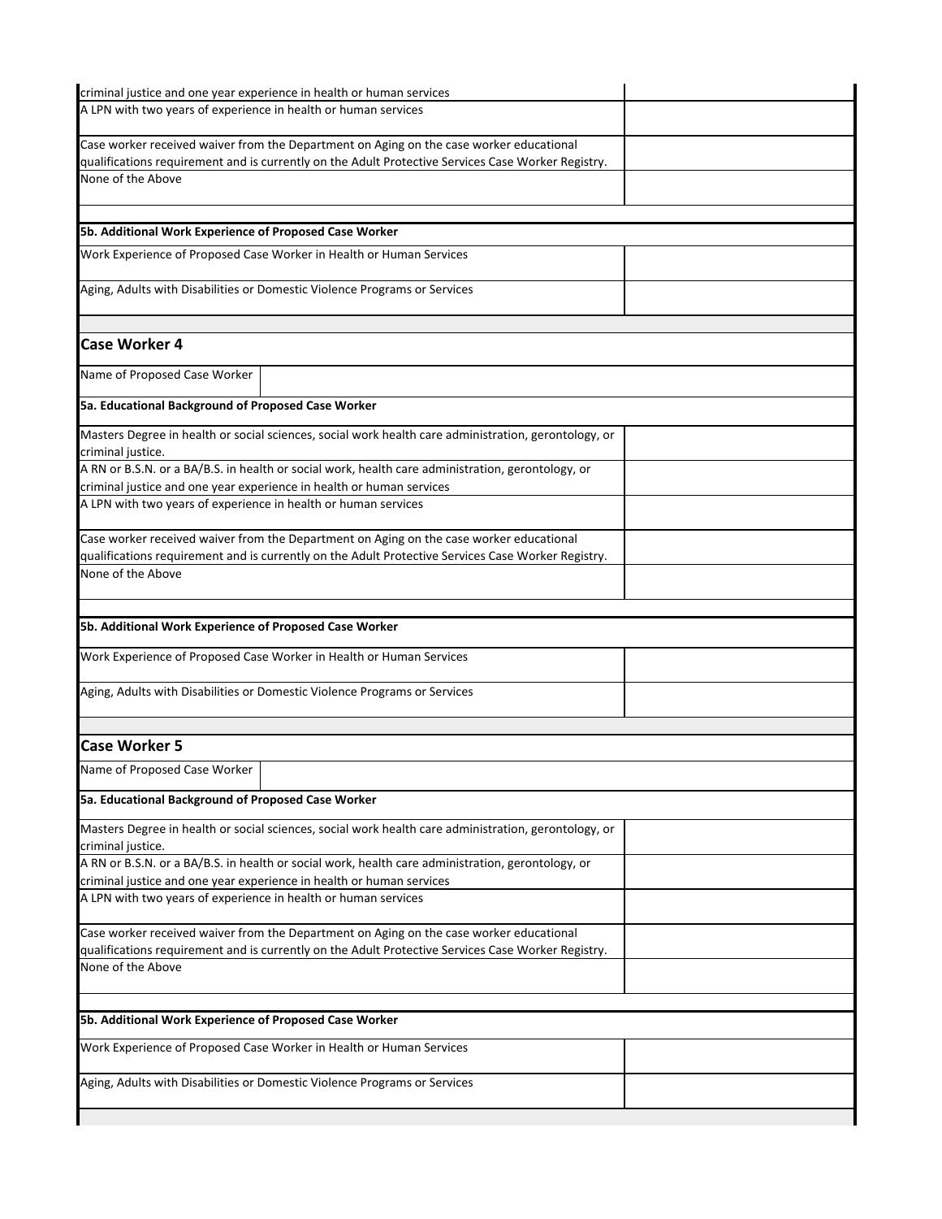| | |
|---|---|
| criminal justice and one year experience in health or human services | |
| A LPN with two years of experience in health or human services | |
| Case worker received waiver from the Department on Aging on the case worker educational qualifications requirement and is currently on the Adult Protective Services Case Worker Registry. | |
| None of the Above | |

**5b. Additional Work Experience of Proposed Case Worker**

| | |
|---|---|
| Work Experience of Proposed Case Worker in Health or Human Services | |
| Aging, Adults with Disabilities or Domestic Violence Programs or Services | |

## Case Worker 4

| | |
|---|---|
| Name of Proposed Case Worker | |

**5a. Educational Background of Proposed Case Worker**

| | |
|---|---|
| Masters Degree in health or social sciences, social work health care administration, gerontology, or criminal justice. | |
| A RN or B.S.N. or a BA/B.S. in health or social work, health care administration, gerontology, or criminal justice and one year experience in health or human services | |
| A LPN with two years of experience in health or human services | |
| Case worker received waiver from the Department on Aging on the case worker educational qualifications requirement and is currently on the Adult Protective Services Case Worker Registry. | |
| None of the Above | |

**5b. Additional Work Experience of Proposed Case Worker**

| | |
|---|---|
| Work Experience of Proposed Case Worker in Health or Human Services | |
| Aging, Adults with Disabilities or Domestic Violence Programs or Services | |

## Case Worker 5

| | |
|---|---|
| Name of Proposed Case Worker | |

**5a. Educational Background of Proposed Case Worker**

| | |
|---|---|
| Masters Degree in health or social sciences, social work health care administration, gerontology, or criminal justice. | |
| A RN or B.S.N. or a BA/B.S. in health or social work, health care administration, gerontology, or criminal justice and one year experience in health or human services | |
| A LPN with two years of experience in health or human services | |
| Case worker received waiver from the Department on Aging on the case worker educational qualifications requirement and is currently on the Adult Protective Services Case Worker Registry. | |
| None of the Above | |

**5b. Additional Work Experience of Proposed Case Worker**

| | |
|---|---|
| Work Experience of Proposed Case Worker in Health or Human Services | |
| Aging, Adults with Disabilities or Domestic Violence Programs or Services | |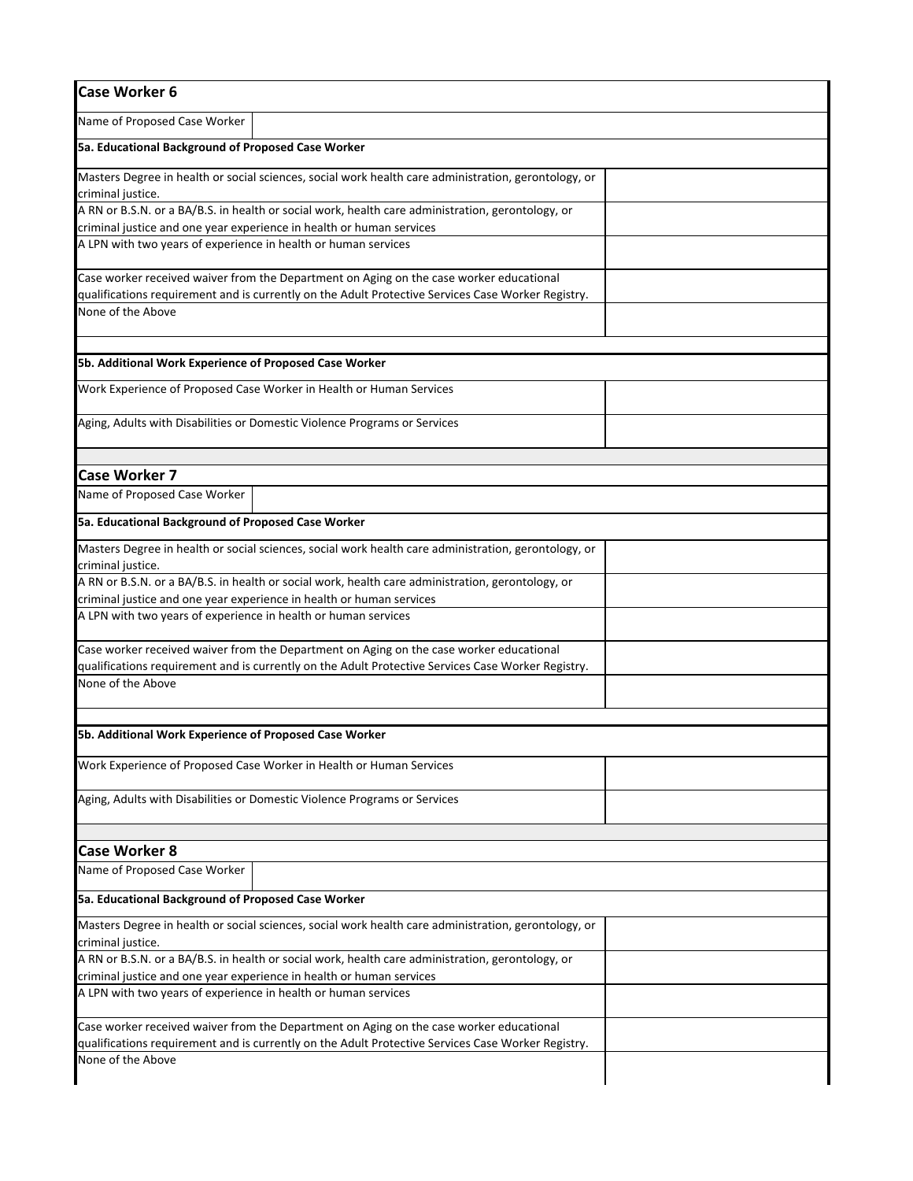## Case Worker 6

| Name of Proposed Case Worker | |
|---|---|

**5a. Educational Background of Proposed Case Worker**

| | |
|---|---|
| Masters Degree in health or social sciences, social work health care administration, gerontology, or criminal justice. | |
| A RN or B.S.N. or a BA/B.S. in health or social work, health care administration, gerontology, or criminal justice and one year experience in health or human services | |
| A LPN with two years of experience in health or human services | |
| Case worker received waiver from the Department on Aging on the case worker educational qualifications requirement and is currently on the Adult Protective Services Case Worker Registry. | |
| None of the Above | |

**5b. Additional Work Experience of Proposed Case Worker**

| | |
|---|---|
| Work Experience of Proposed Case Worker in Health or Human Services | |
| Aging, Adults with Disabilities or Domestic Violence Programs or Services | |

## Case Worker 7

| Name of Proposed Case Worker | |
|---|---|

**5a. Educational Background of Proposed Case Worker**

| | |
|---|---|
| Masters Degree in health or social sciences, social work health care administration, gerontology, or criminal justice. | |
| A RN or B.S.N. or a BA/B.S. in health or social work, health care administration, gerontology, or criminal justice and one year experience in health or human services | |
| A LPN with two years of experience in health or human services | |
| Case worker received waiver from the Department on Aging on the case worker educational qualifications requirement and is currently on the Adult Protective Services Case Worker Registry. | |
| None of the Above | |

**5b. Additional Work Experience of Proposed Case Worker**

| | |
|---|---|
| Work Experience of Proposed Case Worker in Health or Human Services | |
| Aging, Adults with Disabilities or Domestic Violence Programs or Services | |

## Case Worker 8

| Name of Proposed Case Worker | |
|---|---|

**5a. Educational Background of Proposed Case Worker**

| | |
|---|---|
| Masters Degree in health or social sciences, social work health care administration, gerontology, or criminal justice. | |
| A RN or B.S.N. or a BA/B.S. in health or social work, health care administration, gerontology, or criminal justice and one year experience in health or human services | |
| A LPN with two years of experience in health or human services | |
| Case worker received waiver from the Department on Aging on the case worker educational qualifications requirement and is currently on the Adult Protective Services Case Worker Registry. | |
| None of the Above | |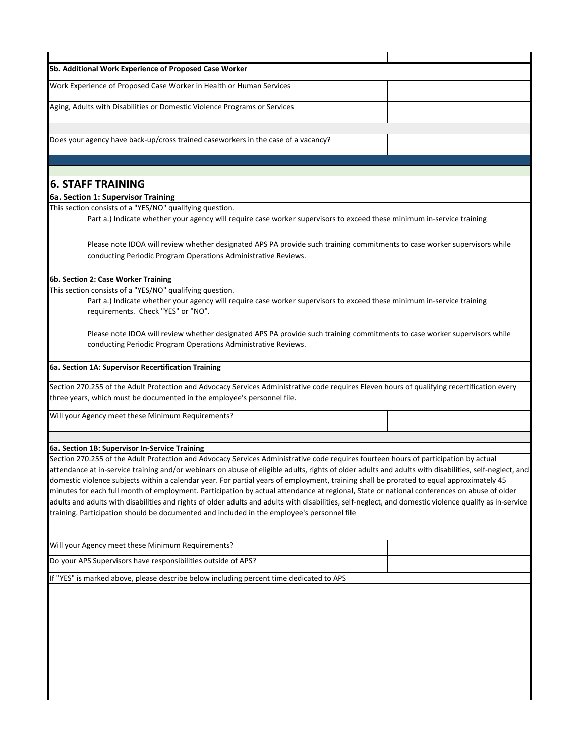| | |
|---|---|
| **5b. Additional Work Experience of Proposed Case Worker** | |
| Work Experience of Proposed Case Worker in Health or Human Services | |
| Aging, Adults with Disabilities or Domestic Violence Programs or Services | |
| | |
| Does your agency have back-up/cross trained caseworkers in the case of a vacancy? | |

## 6. STAFF TRAINING

**6a. Section 1: Supervisor Training**

This section consists of a "YES/NO" qualifying question.

Part a.) Indicate whether your agency will require case worker supervisors to exceed these minimum in-service training

Please note IDOA will review whether designated APS PA provide such training commitments to case worker supervisors while conducting Periodic Program Operations Administrative Reviews.

**6b. Section 2: Case Worker Training**

This section consists of a "YES/NO" qualifying question.

Part a.) Indicate whether your agency will require case worker supervisors to exceed these minimum in-service training requirements. Check "YES" or "NO".

Please note IDOA will review whether designated APS PA provide such training commitments to case worker supervisors while conducting Periodic Program Operations Administrative Reviews.

**6a. Section 1A: Supervisor Recertification Training**

Section 270.255 of the Adult Protection and Advocacy Services Administrative code requires Eleven hours of qualifying recertification every three years, which must be documented in the employee's personnel file.

| | |
|---|---|
| Will your Agency meet these Minimum Requirements? | |

**6a. Section 1B: Supervisor In-Service Training**

Section 270.255 of the Adult Protection and Advocacy Services Administrative code requires fourteen hours of participation by actual attendance at in-service training and/or webinars on abuse of eligible adults, rights of older adults and adults with disabilities, self-neglect, and domestic violence subjects within a calendar year. For partial years of employment, training shall be prorated to equal approximately 45 minutes for each full month of employment. Participation by actual attendance at regional, State or national conferences on abuse of older adults and adults with disabilities and rights of older adults and adults with disabilities, self-neglect, and domestic violence qualify as in-service training. Participation should be documented and included in the employee's personnel file

| | |
|---|---|
| Will your Agency meet these Minimum Requirements? | |
| Do your APS Supervisors have responsibilities outside of APS? | |

If "YES" is marked above, please describe below including percent time dedicated to APS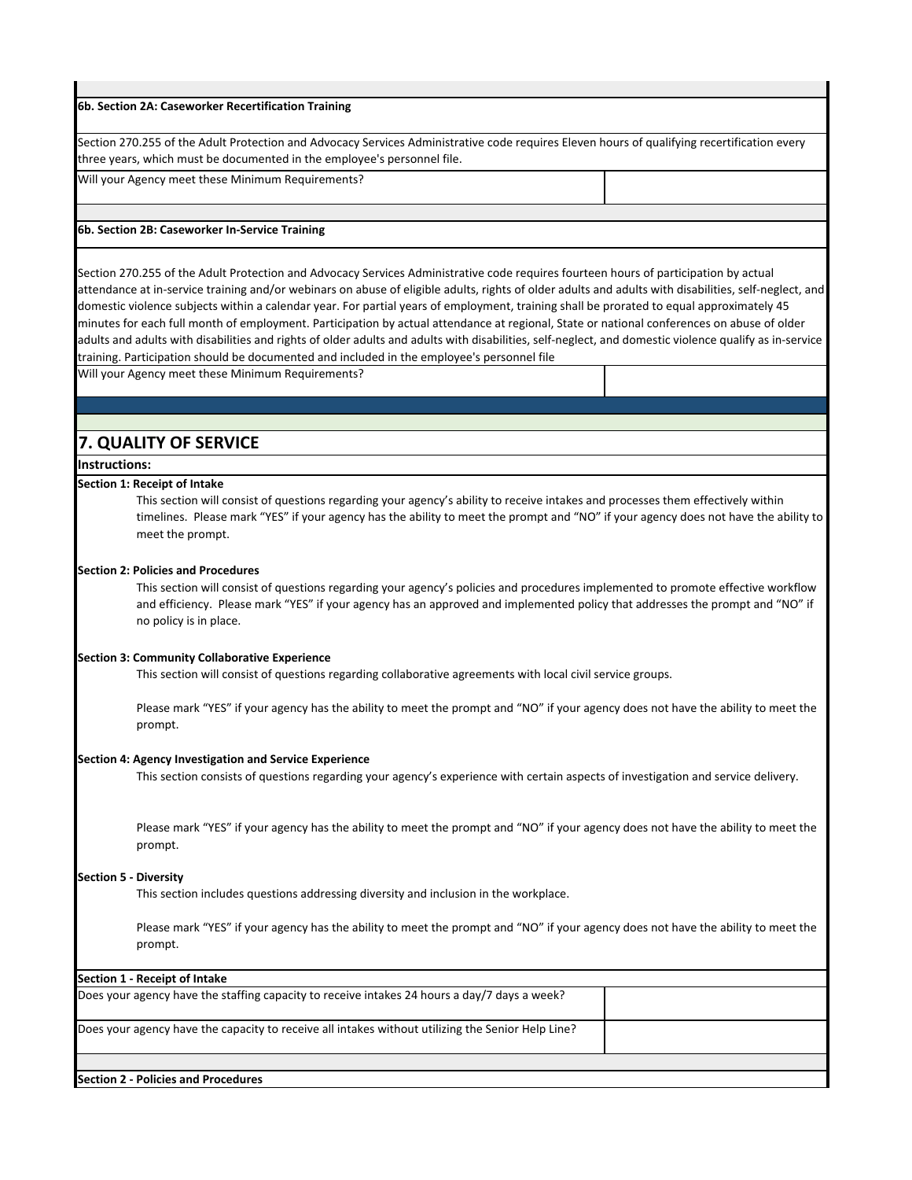**6b. Section 2A: Caseworker Recertification Training**

Section 270.255 of the Adult Protection and Advocacy Services Administrative code requires Eleven hours of qualifying recertification every three years, which must be documented in the employee's personnel file.

| Will your Agency meet these Minimum Requirements? | |
|---|---|

**6b. Section 2B: Caseworker In-Service Training**

Section 270.255 of the Adult Protection and Advocacy Services Administrative code requires fourteen hours of participation by actual attendance at in-service training and/or webinars on abuse of eligible adults, rights of older adults and adults with disabilities, self-neglect, and domestic violence subjects within a calendar year. For partial years of employment, training shall be prorated to equal approximately 45 minutes for each full month of employment. Participation by actual attendance at regional, State or national conferences on abuse of older adults and adults with disabilities and rights of older adults and adults with disabilities, self-neglect, and domestic violence qualify as in-service training. Participation should be documented and included in the employee's personnel file

| Will your Agency meet these Minimum Requirements? | |
|---|---|

## 7. QUALITY OF SERVICE

**Instructions:**

**Section 1: Receipt of Intake**

This section will consist of questions regarding your agency's ability to receive intakes and processes them effectively within timelines. Please mark "YES" if your agency has the ability to meet the prompt and "NO" if your agency does not have the ability to meet the prompt.

**Section 2: Policies and Procedures**

This section will consist of questions regarding your agency's policies and procedures implemented to promote effective workflow and efficiency. Please mark "YES" if your agency has an approved and implemented policy that addresses the prompt and "NO" if no policy is in place.

**Section 3: Community Collaborative Experience**

This section will consist of questions regarding collaborative agreements with local civil service groups.

Please mark "YES" if your agency has the ability to meet the prompt and "NO" if your agency does not have the ability to meet the prompt.

**Section 4: Agency Investigation and Service Experience**

This section consists of questions regarding your agency's experience with certain aspects of investigation and service delivery.

Please mark "YES" if your agency has the ability to meet the prompt and "NO" if your agency does not have the ability to meet the prompt.

**Section 5 - Diversity**

This section includes questions addressing diversity and inclusion in the workplace.

Please mark "YES" if your agency has the ability to meet the prompt and "NO" if your agency does not have the ability to meet the prompt.

**Section 1 - Receipt of Intake**

| Question | Response |
|---|---|
| Does your agency have the staffing capacity to receive intakes 24 hours a day/7 days a week? | |
| Does your agency have the capacity to receive all intakes without utilizing the Senior Help Line? | |

**Section 2 - Policies and Procedures**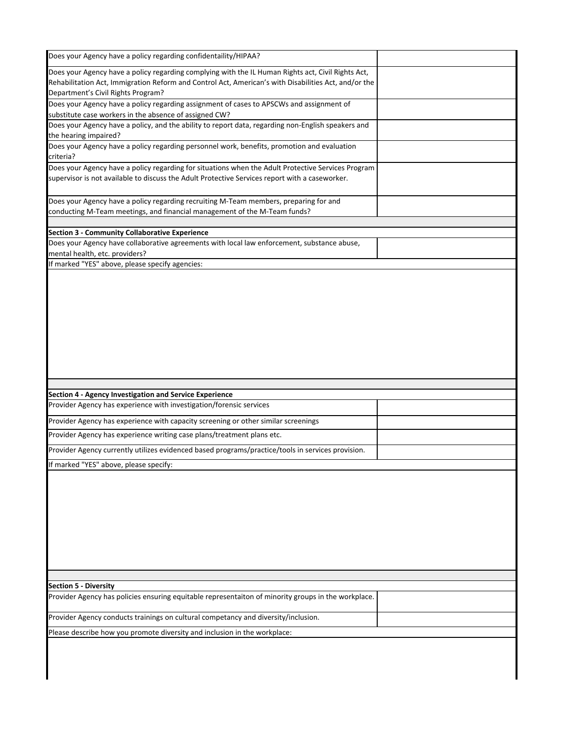| Question | Response |
| --- | --- |
| Does your Agency have a policy regarding confidentaility/HIPAA? | |
| Does your Agency have a policy regarding complying with the IL Human Rights act, Civil Rights Act, Rehabilitation Act, Immigration Reform and Control Act, American's with Disabilities Act, and/or the Department's Civil Rights Program? | |
| Does your Agency have a policy regarding assignment of cases to APSCWs and assignment of substitute case workers in the absence of assigned CW? | |
| Does your Agency have a policy, and the ability to report data, regarding non-English speakers and the hearing impaired? | |
| Does your Agency have a policy regarding personnel work, benefits, promotion and evaluation criteria? | |
| Does your Agency have a policy regarding for situations when the Adult Protective Services Program supervisor is not available to discuss the Adult Protective Services report with a caseworker. | |
| Does your Agency have a policy regarding recruiting M-Team members, preparing for and conducting M-Team meetings, and financial management of the M-Team funds? | |

**Section 3 - Community Collaborative Experience**

| Question | Response |
| --- | --- |
| Does your Agency have collaborative agreements with local law enforcement, substance abuse, mental health, etc. providers? | |

If marked "YES" above, please specify agencies:

**Section 4 - Agency Investigation and Service Experience**

| Question | Response |
| --- | --- |
| Provider Agency has experience with investigation/forensic services | |
| Provider Agency has experience with capacity screening or other similar screenings | |
| Provider Agency has experience writing case plans/treatment plans etc. | |
| Provider Agency currently utilizes evidenced based programs/practice/tools in services provision. | |

If marked "YES" above, please specify:

**Section 5 - Diversity**

| Question | Response |
| --- | --- |
| Provider Agency has policies ensuring equitable representaiton of minority groups in the workplace. | |
| Provider Agency conducts trainings on cultural competancy and diversity/inclusion. | |

Please describe how you promote diversity and inclusion in the workplace: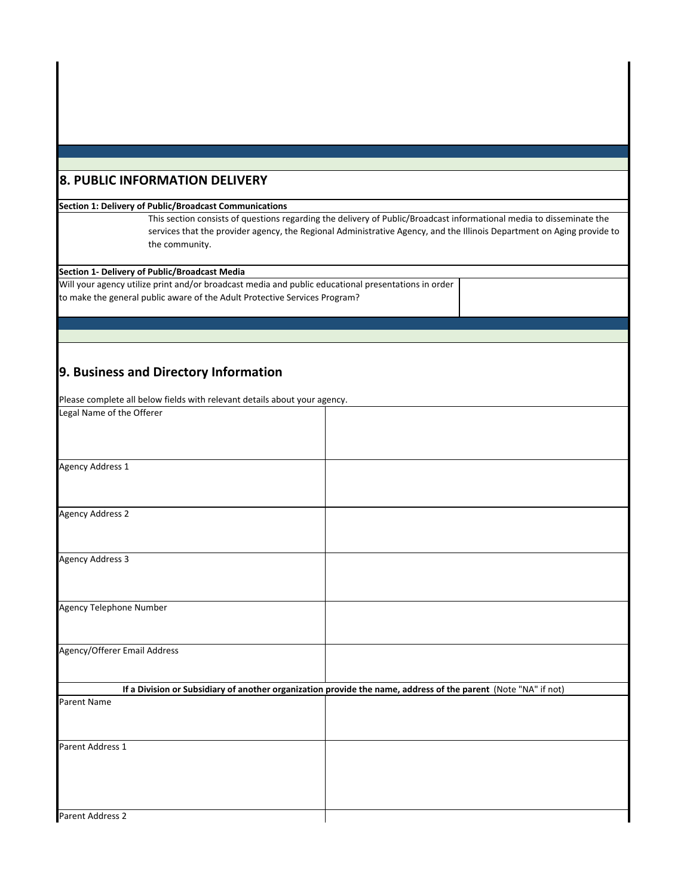## 8. PUBLIC INFORMATION DELIVERY

**Section 1: Delivery of Public/Broadcast Communications**

This section consists of questions regarding the delivery of Public/Broadcast informational media to disseminate the services that the provider agency, the Regional Administrative Agency, and the Illinois Department on Aging provide to the community.

**Section 1- Delivery of Public/Broadcast Media**

| Will your agency utilize print and/or broadcast media and public educational presentations in order to make the general public aware of the Adult Protective Services Program? | |
|---|---|

## 9. Business and Directory Information

Please complete all below fields with relevant details about your agency.

| Legal Name of the Offerer | |
|---|---|
| Agency Address 1 | |
| Agency Address 2 | |
| Agency Address 3 | |
| Agency Telephone Number | |
| Agency/Offerer Email Address | |

**If a Division or Subsidiary of another organization provide the name, address of the parent** (Note "NA" if not)

| Parent Name | |
|---|---|
| Parent Address 1 | |
| Parent Address 2 | |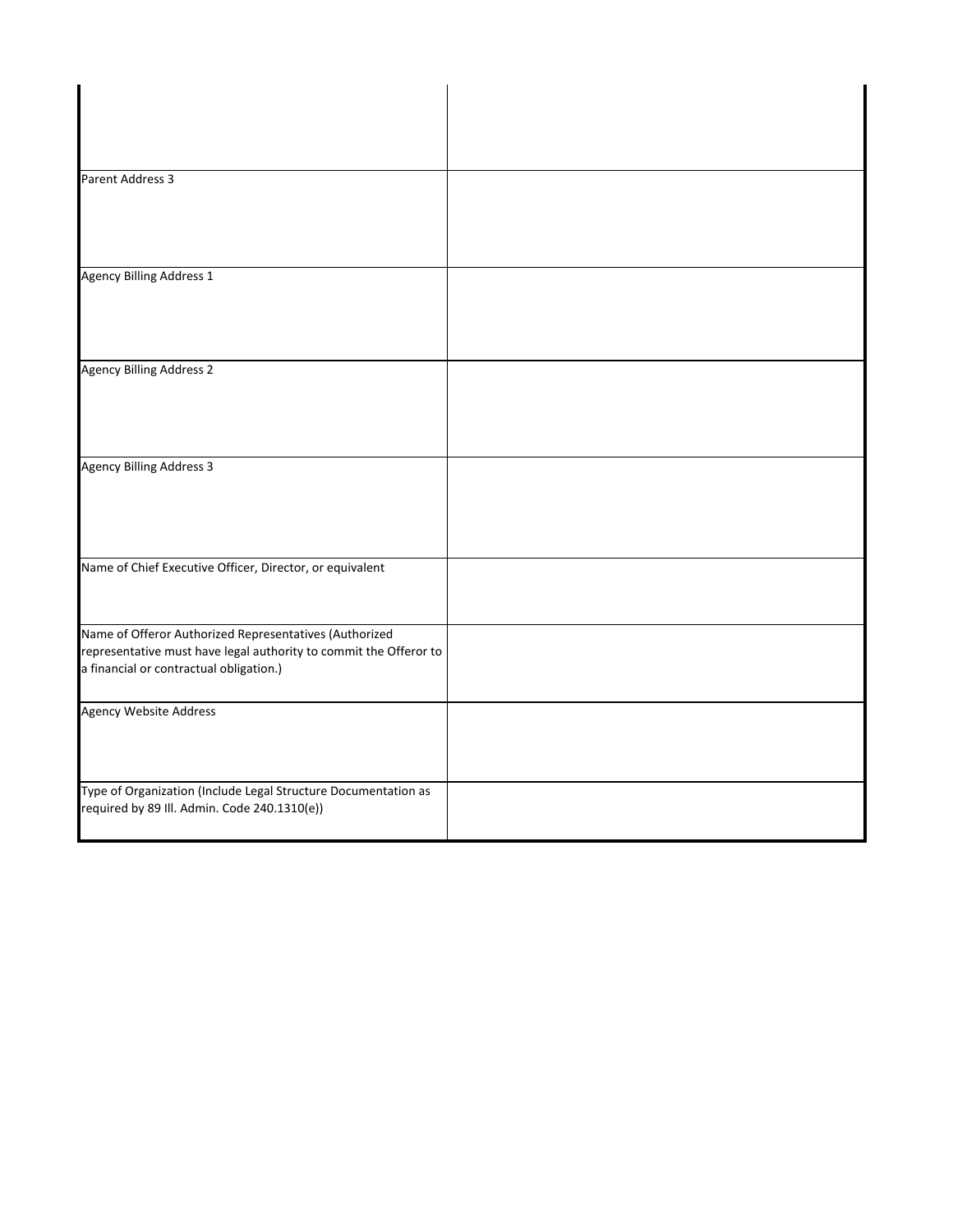| | |
|---|---|
| | |
| Parent Address 3 | |
| Agency Billing Address 1 | |
| Agency Billing Address 2 | |
| Agency Billing Address 3 | |
| Name of Chief Executive Officer, Director, or equivalent | |
| Name of Offeror Authorized Representatives (Authorized representative must have legal authority to commit the Offeror to a financial or contractual obligation.) | |
| Agency Website Address | |
| Type of Organization (Include Legal Structure Documentation as required by 89 Ill. Admin. Code 240.1310(e)) | |